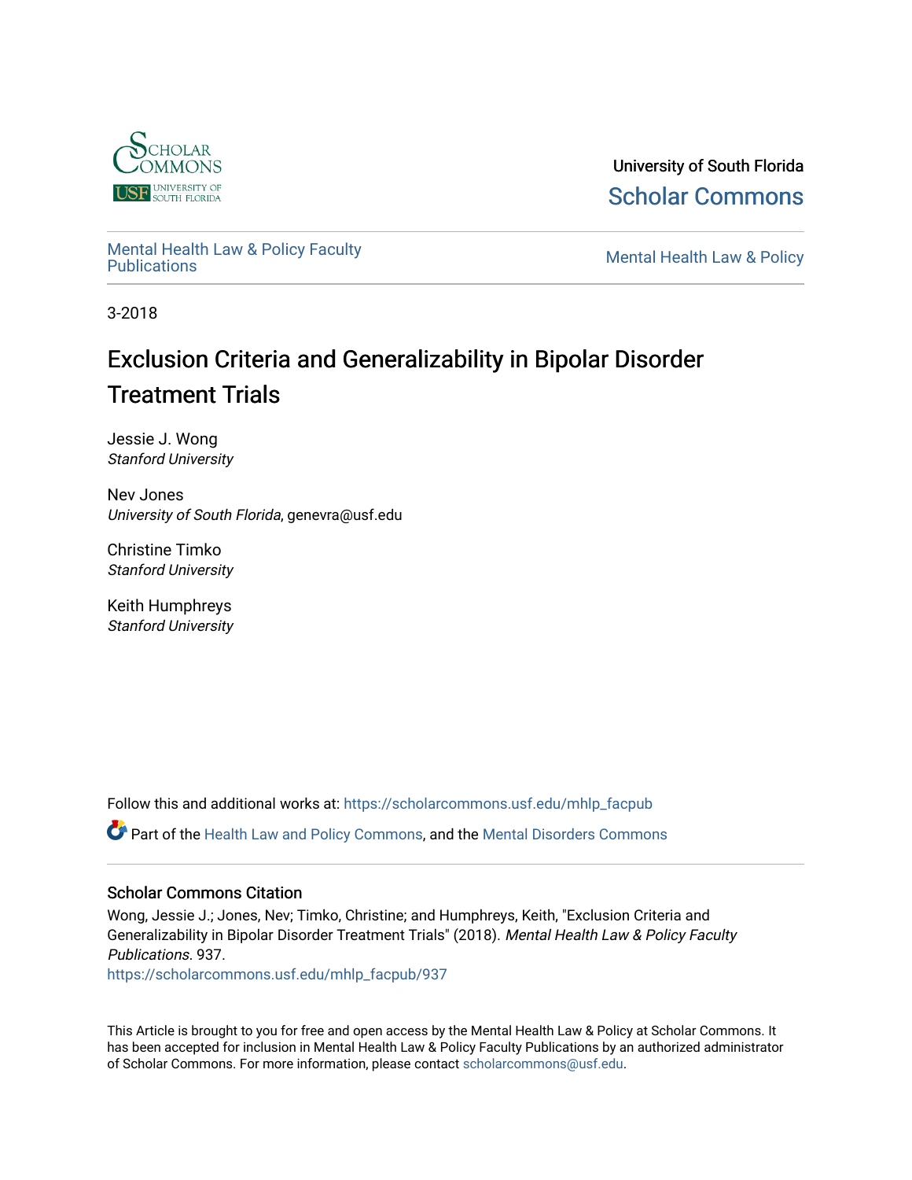University of South Florida

Scholar Commons

Mental Health Law & Policy Faculty Publications

Mental Health Law & Policy

3-2018

# Exclusion Criteria and Generalizability in Bipolar Disorder Treatment Trials

Jessie J. Wong
*Stanford University*

Nev Jones
*University of South Florida*, genevra@usf.edu

Christine Timko
*Stanford University*

Keith Humphreys
*Stanford University*

Follow this and additional works at: https://scholarcommons.usf.edu/mhlp_facpub

Part of the Health Law and Policy Commons, and the Mental Disorders Commons

### Scholar Commons Citation

Wong, Jessie J.; Jones, Nev; Timko, Christine; and Humphreys, Keith, "Exclusion Criteria and Generalizability in Bipolar Disorder Treatment Trials" (2018). *Mental Health Law & Policy Faculty Publications*. 937.
https://scholarcommons.usf.edu/mhlp_facpub/937

This Article is brought to you for free and open access by the Mental Health Law & Policy at Scholar Commons. It has been accepted for inclusion in Mental Health Law & Policy Faculty Publications by an authorized administrator of Scholar Commons. For more information, please contact scholarcommons@usf.edu.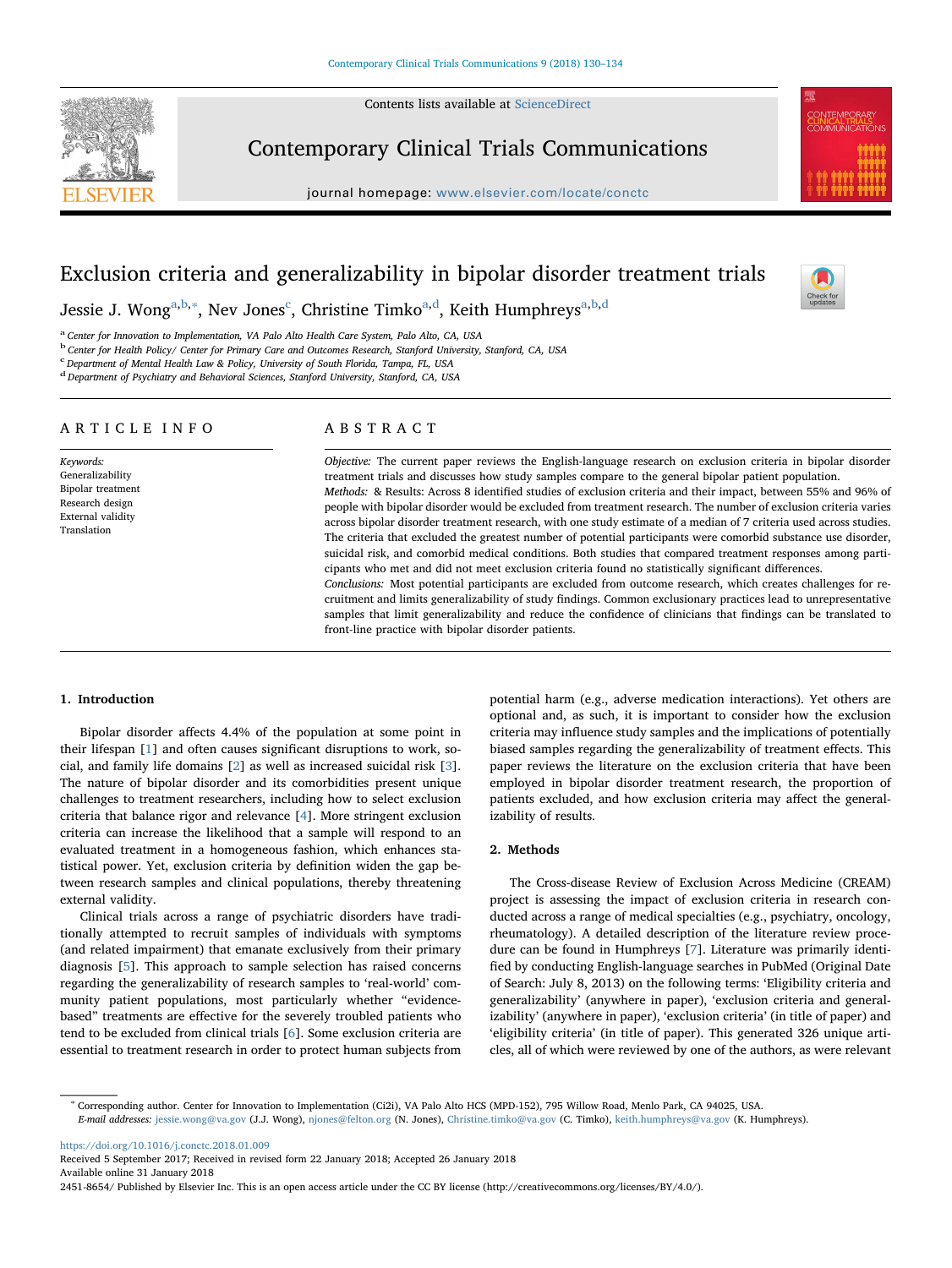# Exclusion criteria and generalizability in bipolar disorder treatment trials

Jessie J. Wong[a,b,*], Nev Jones[c], Christine Timko[a,d], Keith Humphreys[a,b,d]

[a] Center for Innovation to Implementation, VA Palo Alto Health Care System, Palo Alto, CA, USA
[b] Center for Health Policy/ Center for Primary Care and Outcomes Research, Stanford University, Stanford, CA, USA
[c] Department of Mental Health Law & Policy, University of South Florida, Tampa, FL, USA
[d] Department of Psychiatry and Behavioral Sciences, Stanford University, Stanford, CA, USA

## ARTICLE INFO

*Keywords:*
Generalizability
Bipolar treatment
Research design
External validity
Translation

## ABSTRACT

*Objective:* The current paper reviews the English-language research on exclusion criteria in bipolar disorder treatment trials and discusses how study samples compare to the general bipolar patient population.

*Methods:* & Results: Across 8 identified studies of exclusion criteria and their impact, between 55% and 96% of people with bipolar disorder would be excluded from treatment research. The number of exclusion criteria varies across bipolar disorder treatment research, with one study estimate of a median of 7 criteria used across studies. The criteria that excluded the greatest number of potential participants were comorbid substance use disorder, suicidal risk, and comorbid medical conditions. Both studies that compared treatment responses among participants who met and did not meet exclusion criteria found no statistically significant differences.

*Conclusions:* Most potential participants are excluded from outcome research, which creates challenges for recruitment and limits generalizability of study findings. Common exclusionary practices lead to unrepresentative samples that limit generalizability and reduce the confidence of clinicians that findings can be translated to front-line practice with bipolar disorder patients.

## 1. Introduction

Bipolar disorder affects 4.4% of the population at some point in their lifespan [1] and often causes significant disruptions to work, social, and family life domains [2] as well as increased suicidal risk [3]. The nature of bipolar disorder and its comorbidities present unique challenges to treatment researchers, including how to select exclusion criteria that balance rigor and relevance [4]. More stringent exclusion criteria can increase the likelihood that a sample will respond to an evaluated treatment in a homogeneous fashion, which enhances statistical power. Yet, exclusion criteria by definition widen the gap between research samples and clinical populations, thereby threatening external validity.

Clinical trials across a range of psychiatric disorders have traditionally attempted to recruit samples of individuals with symptoms (and related impairment) that emanate exclusively from their primary diagnosis [5]. This approach to sample selection has raised concerns regarding the generalizability of research samples to 'real-world' community patient populations, most particularly whether "evidence-based" treatments are effective for the severely troubled patients who tend to be excluded from clinical trials [6]. Some exclusion criteria are essential to treatment research in order to protect human subjects from potential harm (e.g., adverse medication interactions). Yet others are optional and, as such, it is important to consider how the exclusion criteria may influence study samples and the implications of potentially biased samples regarding the generalizability of treatment effects. This paper reviews the literature on the exclusion criteria that have been employed in bipolar disorder treatment research, the proportion of patients excluded, and how exclusion criteria may affect the generalizability of results.

## 2. Methods

The Cross-disease Review of Exclusion Across Medicine (CREAM) project is assessing the impact of exclusion criteria in research conducted across a range of medical specialties (e.g., psychiatry, oncology, rheumatology). A detailed description of the literature review procedure can be found in Humphreys [7]. Literature was primarily identified by conducting English-language searches in PubMed (Original Date of Search: July 8, 2013) on the following terms: 'Eligibility criteria and generalizability' (anywhere in paper), 'exclusion criteria and generalizability' (anywhere in paper), 'exclusion criteria' (in title of paper) and 'eligibility criteria' (in title of paper). This generated 326 unique articles, all of which were reviewed by one of the authors, as were relevant

---

* Corresponding author. Center for Innovation to Implementation (Ci2i), VA Palo Alto HCS (MPD-152), 795 Willow Road, Menlo Park, CA 94025, USA.
*E-mail addresses:* jessie.wong@va.gov (J.J. Wong), njones@felton.org (N. Jones), Christine.timko@va.gov (C. Timko), keith.humphreys@va.gov (K. Humphreys).

https://doi.org/10.1016/j.conctc.2018.01.009
Received 5 September 2017; Received in revised form 22 January 2018; Accepted 26 January 2018
Available online 31 January 2018
2451-8654/ Published by Elsevier Inc. This is an open access article under the CC BY license (http://creativecommons.org/licenses/BY/4.0/).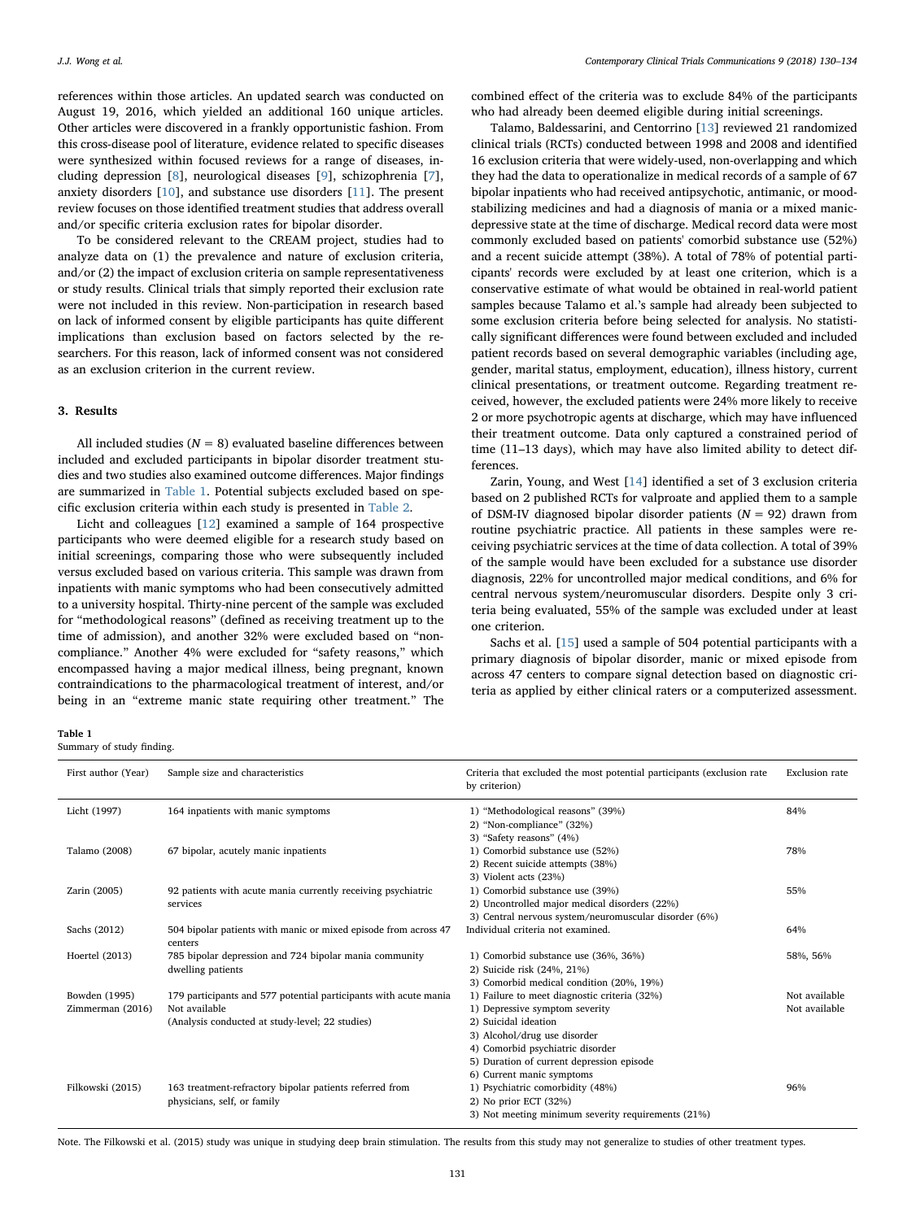references within those articles. An updated search was conducted on August 19, 2016, which yielded an additional 160 unique articles. Other articles were discovered in a frankly opportunistic fashion. From this cross-disease pool of literature, evidence related to specific diseases were synthesized within focused reviews for a range of diseases, including depression [8], neurological diseases [9], schizophrenia [7], anxiety disorders [10], and substance use disorders [11]. The present review focuses on those identified treatment studies that address overall and/or specific criteria exclusion rates for bipolar disorder.

To be considered relevant to the CREAM project, studies had to analyze data on (1) the prevalence and nature of exclusion criteria, and/or (2) the impact of exclusion criteria on sample representativeness or study results. Clinical trials that simply reported their exclusion rate were not included in this review. Non-participation in research based on lack of informed consent by eligible participants has quite different implications than exclusion based on factors selected by the researchers. For this reason, lack of informed consent was not considered as an exclusion criterion in the current review.

## 3. Results

All included studies ($N = 8$) evaluated baseline differences between included and excluded participants in bipolar disorder treatment studies and two studies also examined outcome differences. Major findings are summarized in Table 1. Potential subjects excluded based on specific exclusion criteria within each study is presented in Table 2.

Licht and colleagues [12] examined a sample of 164 prospective participants who were deemed eligible for a research study based on initial screenings, comparing those who were subsequently included versus excluded based on various criteria. This sample was drawn from inpatients with manic symptoms who had been consecutively admitted to a university hospital. Thirty-nine percent of the sample was excluded for "methodological reasons" (defined as receiving treatment up to the time of admission), and another 32% were excluded based on "non-compliance." Another 4% were excluded for "safety reasons," which encompassed having a major medical illness, being pregnant, known contraindications to the pharmacological treatment of interest, and/or being in an "extreme manic state requiring other treatment." The combined effect of the criteria was to exclude 84% of the participants who had already been deemed eligible during initial screenings.

Talamo, Baldessarini, and Centorrino [13] reviewed 21 randomized clinical trials (RCTs) conducted between 1998 and 2008 and identified 16 exclusion criteria that were widely-used, non-overlapping and which they had the data to operationalize in medical records of a sample of 67 bipolar inpatients who had received antipsychotic, antimanic, or mood-stabilizing medicines and had a diagnosis of mania or a mixed manic-depressive state at the time of discharge. Medical record data were most commonly excluded based on patients' comorbid substance use (52%) and a recent suicide attempt (38%). A total of 78% of potential participants' records were excluded by at least one criterion, which is a conservative estimate of what would be obtained in real-world patient samples because Talamo et al.'s sample had already been subjected to some exclusion criteria before being selected for analysis. No statistically significant differences were found between excluded and included patient records based on several demographic variables (including age, gender, marital status, employment, education), illness history, current clinical presentations, or treatment outcome. Regarding treatment received, however, the excluded patients were 24% more likely to receive 2 or more psychotropic agents at discharge, which may have influenced their treatment outcome. Data only captured a constrained period of time (11–13 days), which may have also limited ability to detect differences.

Zarin, Young, and West [14] identified a set of 3 exclusion criteria based on 2 published RCTs for valproate and applied them to a sample of DSM-IV diagnosed bipolar disorder patients ($N = 92$) drawn from routine psychiatric practice. All patients in these samples were receiving psychiatric services at the time of data collection. A total of 39% of the sample would have been excluded for a substance use disorder diagnosis, 22% for uncontrolled major medical conditions, and 6% for central nervous system/neuromuscular disorders. Despite only 3 criteria being evaluated, 55% of the sample was excluded under at least one criterion.

Sachs et al. [15] used a sample of 504 potential participants with a primary diagnosis of bipolar disorder, manic or mixed episode from across 47 centers to compare signal detection based on diagnostic criteria as applied by either clinical raters or a computerized assessment.

**Table 1**
Summary of study finding.

| First author (Year) | Sample size and characteristics | Criteria that excluded the most potential participants (exclusion rate by criterion) | Exclusion rate |
|---|---|---|---|
| Licht (1997) | 164 inpatients with manic symptoms | 1) "Methodological reasons" (39%)<br>2) "Non-compliance" (32%)<br>3) "Safety reasons" (4%) | 84% |
| Talamo (2008) | 67 bipolar, acutely manic inpatients | 1) Comorbid substance use (52%)<br>2) Recent suicide attempts (38%)<br>3) Violent acts (23%) | 78% |
| Zarin (2005) | 92 patients with acute mania currently receiving psychiatric services | 1) Comorbid substance use (39%)<br>2) Uncontrolled major medical disorders (22%)<br>3) Central nervous system/neuromuscular disorder (6%) | 55% |
| Sachs (2012) | 504 bipolar patients with manic or mixed episode from across 47 centers | Individual criteria not examined. | 64% |
| Hoertel (2013) | 785 bipolar depression and 724 bipolar mania community dwelling patients | 1) Comorbid substance use (36%, 36%)<br>2) Suicide risk (24%, 21%)<br>3) Comorbid medical condition (20%, 19%) | 58%, 56% |
| Bowden (1995) | 179 participants and 577 potential participants with acute mania | 1) Failure to meet diagnostic criteria (32%) | Not available |
| Zimmerman (2016) | Not available<br>(Analysis conducted at study-level; 22 studies) | 1) Depressive symptom severity<br>2) Suicidal ideation<br>3) Alcohol/drug use disorder<br>4) Comorbid psychiatric disorder<br>5) Duration of current depression episode<br>6) Current manic symptoms | Not available |
| Filkowski (2015) | 163 treatment-refractory bipolar patients referred from physicians, self, or family | 1) Psychiatric comorbidity (48%)<br>2) No prior ECT (32%)<br>3) Not meeting minimum severity requirements (21%) | 96% |

Note. The Filkowski et al. (2015) study was unique in studying deep brain stimulation. The results from this study may not generalize to studies of other treatment types.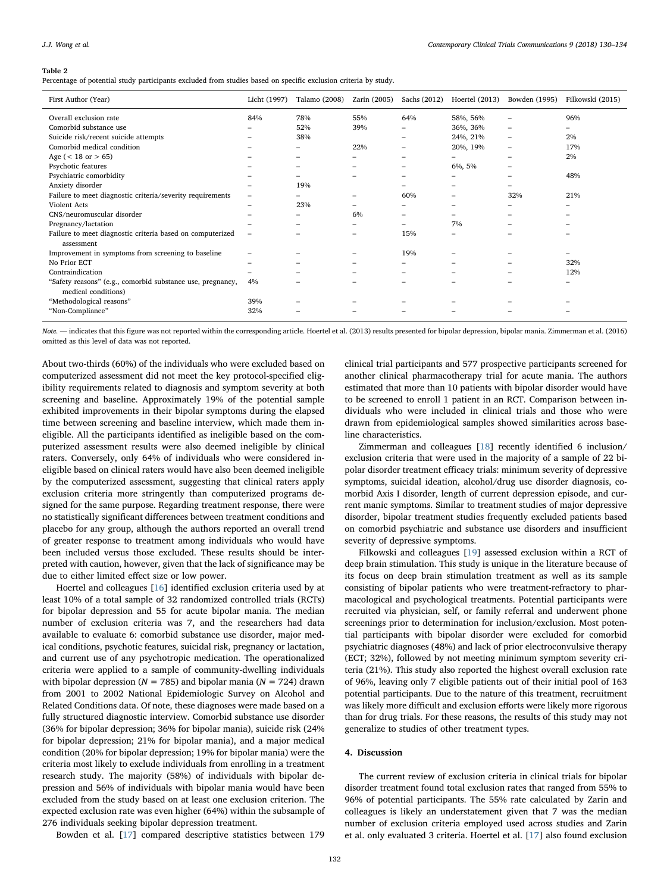**Table 2**

Percentage of potential study participants excluded from studies based on specific exclusion criteria by study.

| First Author (Year) | Licht (1997) | Talamo (2008) | Zarin (2005) | Sachs (2012) | Hoertel (2013) | Bowden (1995) | Filkowski (2015) |
|---|---|---|---|---|---|---|---|
| Overall exclusion rate | 84% | 78% | 55% | 64% | 58%, 56% | – | 96% |
| Comorbid substance use | – | 52% | 39% | – | 36%, 36% | – | – |
| Suicide risk/recent suicide attempts | – | 38% | | – | 24%, 21% | – | 2% |
| Comorbid medical condition | – | – | 22% | – | 20%, 19% | – | 17% |
| Age (< 18 or > 65) | – | – | – | – | – | – | 2% |
| Psychotic features | – | – | – | – | 6%, 5% | – | |
| Psychiatric comorbidity | – | – | – | – | – | – | 48% |
| Anxiety disorder | – | 19% | | – | – | – | |
| Failure to meet diagnostic criteria/severity requirements | – | – | – | 60% | – | 32% | 21% |
| Violent Acts | – | 23% | | – | – | – | – |
| CNS/neuromuscular disorder | – | – | 6% | – | – | – | – |
| Pregnancy/lactation | – | – | – | – | 7% | – | – |
| Failure to meet diagnostic criteria based on computerized assessment | – | – | – | 15% | – | – | – |
| Improvement in symptoms from screening to baseline | – | – | – | 19% | – | – | – |
| No Prior ECT | – | – | – | – | – | – | 32% |
| Contraindication | – | – | – | – | – | – | 12% |
| "Safety reasons" (e.g., comorbid substance use, pregnancy, medical conditions) | 4% | – | – | – | – | – | – |
| "Methodological reasons" | 39% | – | – | – | – | – | – |
| "Non-Compliance" | 32% | – | – | – | – | – | – |

*Note.* — indicates that this figure was not reported within the corresponding article. Hoertel et al. (2013) results presented for bipolar depression, bipolar mania. Zimmerman et al. (2016) omitted as this level of data was not reported.

About two-thirds (60%) of the individuals who were excluded based on computerized assessment did not meet the key protocol-specified eligibility requirements related to diagnosis and symptom severity at both screening and baseline. Approximately 19% of the potential sample exhibited improvements in their bipolar symptoms during the elapsed time between screening and baseline interview, which made them ineligible. All the participants identified as ineligible based on the computerized assessment results were also deemed ineligible by clinical raters. Conversely, only 64% of individuals who were considered ineligible based on clinical raters would have also been deemed ineligible by the computerized assessment, suggesting that clinical raters apply exclusion criteria more stringently than computerized programs designed for the same purpose. Regarding treatment response, there were no statistically significant differences between treatment conditions and placebo for any group, although the authors reported an overall trend of greater response to treatment among individuals who would have been included versus those excluded. These results should be interpreted with caution, however, given that the lack of significance may be due to either limited effect size or low power.

Hoertel and colleagues [16] identified exclusion criteria used by at least 10% of a total sample of 32 randomized controlled trials (RCTs) for bipolar depression and 55 for acute bipolar mania. The median number of exclusion criteria was 7, and the researchers had data available to evaluate 6: comorbid substance use disorder, major medical conditions, psychotic features, suicidal risk, pregnancy or lactation, and current use of any psychotropic medication. The operationalized criteria were applied to a sample of community-dwelling individuals with bipolar depression ($N = 785$) and bipolar mania ($N = 724$) drawn from 2001 to 2002 National Epidemiologic Survey on Alcohol and Related Conditions data. Of note, these diagnoses were made based on a fully structured diagnostic interview. Comorbid substance use disorder (36% for bipolar depression; 36% for bipolar mania), suicide risk (24% for bipolar depression; 21% for bipolar mania), and a major medical condition (20% for bipolar depression; 19% for bipolar mania) were the criteria most likely to exclude individuals from enrolling in a treatment research study. The majority (58%) of individuals with bipolar depression and 56% of individuals with bipolar mania would have been excluded from the study based on at least one exclusion criterion. The expected exclusion rate was even higher (64%) within the subsample of 276 individuals seeking bipolar depression treatment.

Bowden et al. [17] compared descriptive statistics between 179 clinical trial participants and 577 prospective participants screened for another clinical pharmacotherapy trial for acute mania. The authors estimated that more than 10 patients with bipolar disorder would have to be screened to enroll 1 patient in an RCT. Comparison between individuals who were included in clinical trials and those who were drawn from epidemiological samples showed similarities across baseline characteristics.

Zimmerman and colleagues [18] recently identified 6 inclusion/exclusion criteria that were used in the majority of a sample of 22 bipolar disorder treatment efficacy trials: minimum severity of depressive symptoms, suicidal ideation, alcohol/drug use disorder diagnosis, comorbid Axis I disorder, length of current depression episode, and current manic symptoms. Similar to treatment studies of major depressive disorder, bipolar treatment studies frequently excluded patients based on comorbid psychiatric and substance use disorders and insufficient severity of depressive symptoms [19].

Filkowski and colleagues [19] assessed exclusion within a RCT of deep brain stimulation. This study is unique in the literature because of its focus on deep brain stimulation treatment as well as its sample consisting of bipolar patients who were treatment-refractory to pharmacological and psychological treatments. Potential participants were recruited via physician, self, or family referral and underwent phone screenings prior to determination for inclusion/exclusion. Most potential participants with bipolar disorder were excluded for comorbid psychiatric diagnoses (48%) and lack of prior electroconvulsive therapy (ECT; 32%), followed by not meeting minimum symptom severity criteria (21%). This study also reported the highest overall exclusion rate of 96%, leaving only 7 eligible patients out of their initial pool of 163 potential participants. Due to the nature of this treatment, recruitment was likely more difficult and exclusion efforts were likely more rigorous than for drug trials. For these reasons, the results of this study may not generalize to studies of other treatment types.

## 4. Discussion

The current review of exclusion criteria in clinical trials for bipolar disorder treatment found total exclusion rates that ranged from 55% to 96% of potential participants. The 55% rate calculated by Zarin and colleagues is likely an understatement given that 7 was the median number of exclusion criteria employed used across studies and Zarin et al. only evaluated 3 criteria. Hoertel et al. [17] also found exclusion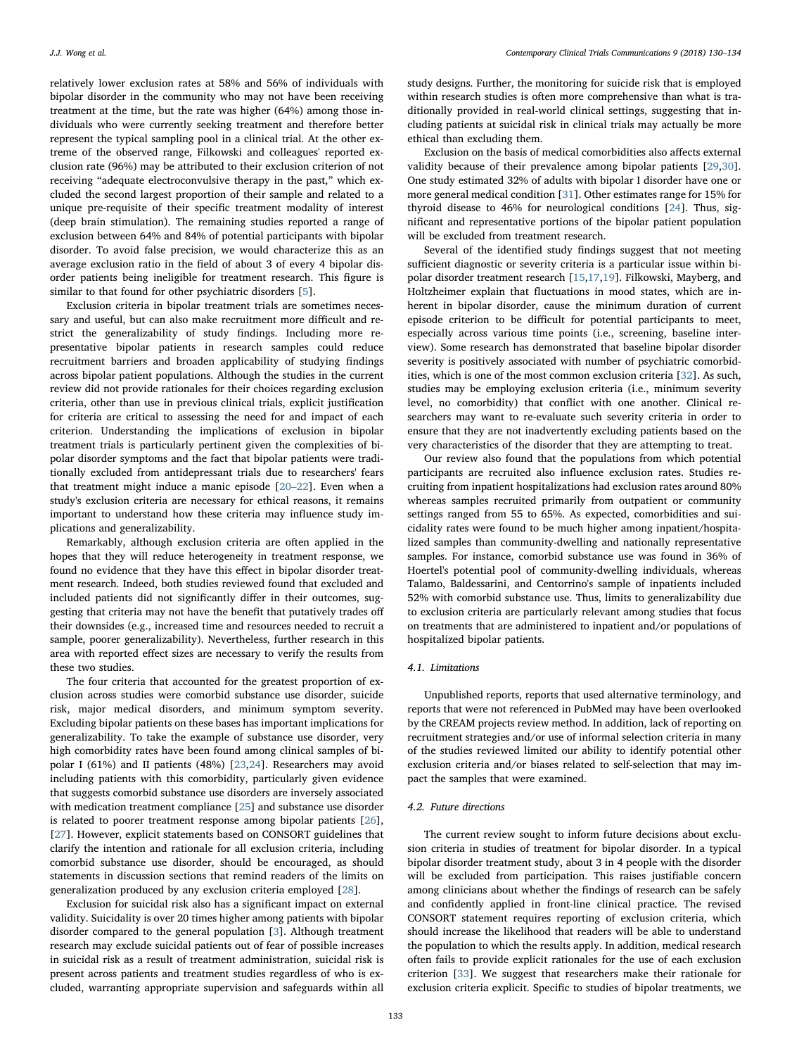relatively lower exclusion rates at 58% and 56% of individuals with bipolar disorder in the community who may not have been receiving treatment at the time, but the rate was higher (64%) among those individuals who were currently seeking treatment and therefore better represent the typical sampling pool in a clinical trial. At the other extreme of the observed range, Filkowski and colleagues' reported exclusion rate (96%) may be attributed to their exclusion criterion of not receiving "adequate electroconvulsive therapy in the past," which excluded the second largest proportion of their sample and related to a unique pre-requisite of their specific treatment modality of interest (deep brain stimulation). The remaining studies reported a range of exclusion between 64% and 84% of potential participants with bipolar disorder. To avoid false precision, we would characterize this as an average exclusion ratio in the field of about 3 of every 4 bipolar disorder patients being ineligible for treatment research. This figure is similar to that found for other psychiatric disorders [5].

Exclusion criteria in bipolar treatment trials are sometimes necessary and useful, but can also make recruitment more difficult and restrict the generalizability of study findings. Including more representative bipolar patients in research samples could reduce recruitment barriers and broaden applicability of studying findings across bipolar patient populations. Although the studies in the current review did not provide rationales for their choices regarding exclusion criteria, other than use in previous clinical trials, explicit justification for criteria are critical to assessing the need for and impact of each criterion. Understanding the implications of exclusion in bipolar treatment trials is particularly pertinent given the complexities of bipolar disorder symptoms and the fact that bipolar patients were traditionally excluded from antidepressant trials due to researchers' fears that treatment might induce a manic episode [20–22]. Even when a study's exclusion criteria are necessary for ethical reasons, it remains important to understand how these criteria may influence study implications and generalizability.

Remarkably, although exclusion criteria are often applied in the hopes that they will reduce heterogeneity in treatment response, we found no evidence that they have this effect in bipolar disorder treatment research. Indeed, both studies reviewed found that excluded and included patients did not significantly differ in their outcomes, suggesting that criteria may not have the benefit that putatively trades off their downsides (e.g., increased time and resources needed to recruit a sample, poorer generalizability). Nevertheless, further research in this area with reported effect sizes are necessary to verify the results from these two studies.

The four criteria that accounted for the greatest proportion of exclusion across studies were comorbid substance use disorder, suicide risk, major medical disorders, and minimum symptom severity. Excluding bipolar patients on these bases has important implications for generalizability. To take the example of substance use disorder, very high comorbidity rates have been found among clinical samples of bipolar I (61%) and II patients (48%) [23,24]. Researchers may avoid including patients with this comorbidity, particularly given evidence that suggests comorbid substance use disorders are inversely associated with medication treatment compliance [25] and substance use disorder is related to poorer treatment response among bipolar patients [26], [27]. However, explicit statements based on CONSORT guidelines that clarify the intention and rationale for all exclusion criteria, including comorbid substance use disorder, should be encouraged, as should statements in discussion sections that remind readers of the limits on generalization produced by any exclusion criteria employed [28].

Exclusion for suicidal risk also has a significant impact on external validity. Suicidality is over 20 times higher among patients with bipolar disorder compared to the general population [3]. Although treatment research may exclude suicidal patients out of fear of possible increases in suicidal risk as a result of treatment administration, suicidal risk is present across patients and treatment studies regardless of who is excluded, warranting appropriate supervision and safeguards within all study designs. Further, the monitoring for suicide risk that is employed within research studies is often more comprehensive than what is traditionally provided in real-world clinical settings, suggesting that including patients at suicidal risk in clinical trials may actually be more ethical than excluding them.

Exclusion on the basis of medical comorbidities also affects external validity because of their prevalence among bipolar patients [29,30]. One study estimated 32% of adults with bipolar I disorder have one or more general medical condition [31]. Other estimates range for 15% for thyroid disease to 46% for neurological conditions [24]. Thus, significant and representative portions of the bipolar patient population will be excluded from treatment research.

Several of the identified study findings suggest that not meeting sufficient diagnostic or severity criteria is a particular issue within bipolar disorder treatment research [15,17,19]. Filkowski, Mayberg, and Holtzheimer explain that fluctuations in mood states, which are inherent in bipolar disorder, cause the minimum duration of current episode criterion to be difficult for potential participants to meet, especially across various time points (i.e., screening, baseline interview). Some research has demonstrated that baseline bipolar disorder severity is positively associated with number of psychiatric comorbidities, which is one of the most common exclusion criteria [32]. As such, studies may be employing exclusion criteria (i.e., minimum severity level, no comorbidity) that conflict with one another. Clinical researchers may want to re-evaluate such severity criteria in order to ensure that they are not inadvertently excluding patients based on the very characteristics of the disorder that they are attempting to treat.

Our review also found that the populations from which potential participants are recruited also influence exclusion rates. Studies recruiting from inpatient hospitalizations had exclusion rates around 80% whereas samples recruited primarily from outpatient or community settings ranged from 55 to 65%. As expected, comorbidities and suicidality rates were found to be much higher among inpatient/hospitalized samples than community-dwelling and nationally representative samples. For instance, comorbid substance use was found in 36% of Hoertel's potential pool of community-dwelling individuals, whereas Talamo, Baldessarini, and Centorrino's sample of inpatients included 52% with comorbid substance use. Thus, limits to generalizability due to exclusion criteria are particularly relevant among studies that focus on treatments that are administered to inpatient and/or populations of hospitalized bipolar patients.

### 4.1. Limitations

Unpublished reports, reports that used alternative terminology, and reports that were not referenced in PubMed may have been overlooked by the CREAM projects review method. In addition, lack of reporting on recruitment strategies and/or use of informal selection criteria in many of the studies reviewed limited our ability to identify potential other exclusion criteria and/or biases related to self-selection that may impact the samples that were examined.

### 4.2. Future directions

The current review sought to inform future decisions about exclusion criteria in studies of treatment for bipolar disorder. In a typical bipolar disorder treatment study, about 3 in 4 people with the disorder will be excluded from participation. This raises justifiable concern among clinicians about whether the findings of research can be safely and confidently applied in front-line clinical practice. The revised CONSORT statement requires reporting of exclusion criteria, which should increase the likelihood that readers will be able to understand the population to which the results apply. In addition, medical research often fails to provide explicit rationales for the use of each exclusion criterion [33]. We suggest that researchers make their rationale for exclusion criteria explicit. Specific to studies of bipolar treatments, we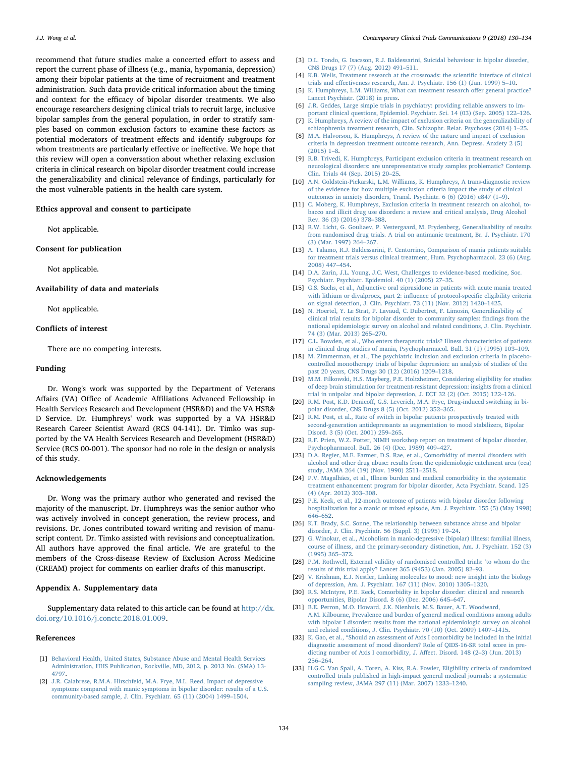recommend that future studies make a concerted effort to assess and report the current phase of illness (e.g., mania, hypomania, depression) among their bipolar patients at the time of recruitment and treatment administration. Such data provide critical information about the timing and context for the efficacy of bipolar disorder treatments. We also encourage researchers designing clinical trials to recruit large, inclusive bipolar samples from the general population, in order to stratify samples based on common exclusion factors to examine these factors as potential moderators of treatment effects and identify subgroups for whom treatments are particularly effective or ineffective. We hope that this review will open a conversation about whether relaxing exclusion criteria in clinical research on bipolar disorder treatment could increase the generalizability and clinical relevance of findings, particularly for the most vulnerable patients in the health care system.

### Ethics approval and consent to participate

Not applicable.

### Consent for publication

Not applicable.

### Availability of data and materials

Not applicable.

### Conflicts of interest

There are no competing interests.

### Funding

Dr. Wong's work was supported by the Department of Veterans Affairs (VA) Office of Academic Affiliations Advanced Fellowship in Health Services Research and Development (HSR&D) and the VA HSR&D Service. Dr. Humphreys' work was supported by a VA HSR&D Research Career Scientist Award (RCS 04-141). Dr. Timko was supported by the VA Health Services Research and Development (HSR&D) Service (RCS 00-001). The sponsor had no role in the design or analysis of this study.

### Acknowledgements

Dr. Wong was the primary author who generated and revised the majority of the manuscript. Dr. Humphreys was the senior author who was actively involved in concept generation, the review process, and revisions. Dr. Jones contributed toward writing and revision of manuscript content. Dr. Timko assisted with revisions and conceptualization. All authors have approved the final article. We are grateful to the members of the Cross-disease Review of Exclusion Across Medicine (CREAM) project for comments on earlier drafts of this manuscript.

### Appendix A. Supplementary data

Supplementary data related to this article can be found at http://dx.doi.org/10.1016/j.conctc.2018.01.009.

### References

[1] Behavioral Health, United States, Substance Abuse and Mental Health Services Administration, HHS Publication, Rockville, MD, 2012, p. 2013 No. (SMA) 13-4797.

[2] J.R. Calabrese, R.M.A. Hirschfeld, M.A. Frye, M.L. Reed, Impact of depressive symptoms compared with manic symptoms in bipolar disorder: results of a U.S. community-based sample, J. Clin. Psychiatr. 65 (11) (2004) 1499–1504.

[3] D.L. Tondo, G. Isacsson, R.J. Baldessarini, Suicidal behaviour in bipolar disorder, CNS Drugs 17 (7) (Aug. 2012) 491–511.

[4] K.B. Wells, Treatment research at the crossroads: the scientific interface of clinical trials and effectiveness research, Am. J. Psychiatr. 156 (1) (Jan. 1999) 5–10.

[5] K. Humphreys, L.M. Williams, What can treatment research offer general practice? Lancet Psychiatr. (2018) in press.

[6] J.R. Geddes, Large simple trials in psychiatry: providing reliable answers to important clinical questions, Epidemiol. Psychiatr. Sci. 14 (03) (Sep. 2005) 122–126.

[7] K. Humphreys, A review of the impact of exclusion criteria on the generalizability of schizophrenia treatment research, Clin. Schizophr. Relat. Psychoses (2014) 1–25.

[8] M.A. Halvorson, K. Humphreys, A review of the nature and impact of exclusion criteria in depression treatment outcome research, Ann. Depress. Anxiety 2 (5) (2015) 1–8.

[9] R.B. Trivedi, K. Humphreys, Participant exclusion criteria in treatment research on neurological disorders: are unrepresentative study samples problematic? Contemp. Clin. Trials 44 (Sep. 2015) 20–25.

[10] A.N. Goldstein-Piekarski, L.M. Williams, K. Humphreys, A trans-diagnostic review of the evidence for how multiple exclusion criteria impact the study of clinical outcomes in anxiety disorders, Transl. Psychiatr. 6 (6) (2016) e847 (1–9).

[11] C. Moberg, K. Humphreys, Exclusion criteria in treatment research on alcohol, tobacco and illicit drug use disorders: a review and critical analysis, Drug Alcohol Rev. 36 (3) (2016) 378–388.

[12] R.W. Licht, G. Gouliaev, P. Vestergaard, M. Frydenberg, Generalisability of results from randomised drug trials. A trial on antimanic treatment, Br. J. Psychiatr. 170 (3) (Mar. 1997) 264–267.

[13] A. Talamo, R.J. Baldessarini, F. Centorrino, Comparison of mania patients suitable for treatment trials versus clinical treatment, Hum. Psychopharmacol. 23 (6) (Aug. 2008) 447–454.

[14] D.A. Zarin, J.L. Young, J.C. West, Challenges to evidence-based medicine, Soc. Psychiatr. Psychiatr. Epidemiol. 40 (1) (2005) 27–35.

[15] G.S. Sachs, et al., Adjunctive oral ziprasidone in patients with acute mania treated with lithium or divalproex, part 2: influence of protocol-specific eligibility criteria on signal detection, J. Clin. Psychiatr. 73 (11) (Nov. 2012) 1420–1425.

[16] N. Hoertel, Y. Le Strat, P. Lavaud, C. Dubertret, F. Limosin, Generalizability of clinical trial results for bipolar disorder to community samples: findings from the national epidemiologic survey on alcohol and related conditions, J. Clin. Psychiatr. 74 (3) (Mar. 2013) 265–270.

[17] C.L. Bowden, et al., Who enters therapeutic trials? Illness characteristics of patients in clinical drug studies of mania, Psychopharmacol. Bull. 31 (1) (1995) 103–109.

[18] M. Zimmerman, et al., The psychiatric inclusion and exclusion criteria in placebo-controlled monotherapy trials of bipolar depression: an analysis of studies of the past 20 years, CNS Drugs 30 (12) (2016) 1209–1218.

[19] M.M. Filkowski, H.S. Mayberg, P.E. Holtzheimer, Considering eligibility for studies of deep brain stimulation for treatment-resistant depression: insights from a clinical trial in unipolar and bipolar depression, J. ECT 32 (2) (Oct. 2015) 122–126.

[20] R.M. Post, K.D. Denicoff, G.S. Leverich, M.A. Frye, Drug-induced switching in bipolar disorder, CNS Drugs 8 (5) (Oct. 2012) 352–365.

[21] R.M. Post, et al., Rate of switch in bipolar patients prospectively treated with second-generation antidepressants as augmentation to mood stabilizers, Bipolar Disord. 3 (5) (Oct. 2001) 259–265.

[22] R.F. Prien, W.Z. Potter, NIMH workshop report on treatment of bipolar disorder, Psychopharmacol. Bull. 26 (4) (Dec. 1989) 409–427.

[23] D.A. Regier, M.E. Farmer, D.S. Rae, et al., Comorbidity of mental disorders with alcohol and other drug abuse: results from the epidemiologic catchment area (eca) study, JAMA 264 (19) (Nov. 1990) 2511–2518.

[24] P.V. Magalhães, et al., Illness burden and medical comorbidity in the systematic treatment enhancement program for bipolar disorder, Acta Psychiatr. Scand. 125 (4) (Apr. 2012) 303–308.

[25] P.E. Keck, et al., 12-month outcome of patients with bipolar disorder following hospitalization for a manic or mixed episode, Am. J. Psychiatr. 155 (5) (May 1998) 646–652.

[26] K.T. Brady, S.C. Sonne, The relationship between substance abuse and bipolar disorder, J. Clin. Psychiatr. 56 (Suppl. 3) (1995) 19–24.

[27] G. Winokur, et al., Alcoholism in manic-depressive (bipolar) illness: familial illness, course of illness, and the primary-secondary distinction, Am. J. Psychiatr. 152 (3) (1995) 365–372.

[28] P.M. Rothwell, External validity of randomised controlled trials: 'to whom do the results of this trial apply? Lancet 365 (9453) (Jan. 2005) 82–93.

[29] V. Krishnan, E.J. Nestler, Linking molecules to mood: new insight into the biology of depression, Am. J. Psychiatr. 167 (11) (Nov. 2010) 1305–1320.

[30] R.S. McIntyre, P.E. Keck, Comorbidity in bipolar disorder: clinical and research opportunities, Bipolar Disord. 8 (6) (Dec. 2006) 645–647.

[31] B.E. Perron, M.O. Howard, J.K. Nienhuis, M.S. Bauer, A.T. Woodward, A.M. Kilbourne, Prevalence and burden of general medical conditions among adults with bipolar I disorder: results from the national epidemiologic survey on alcohol and related conditions, J. Clin. Psychiatr. 70 (10) (Oct. 2009) 1407–1415.

[32] K. Gao, et al., "Should an assessment of Axis I comorbidity be included in the initial diagnostic assessment of mood disorders? Role of QIDS-16-SR total score in predicting number of Axis I comorbidity, J. Affect. Disord. 148 (2–3) (Jun. 2013) 256–264.

[33] H.G.C. Van Spall, A. Toren, A. Kiss, R.A. Fowler, Eligibility criteria of randomized controlled trials published in high-impact general medical journals: a systematic sampling review, JAMA 297 (11) (Mar. 2007) 1233–1240.